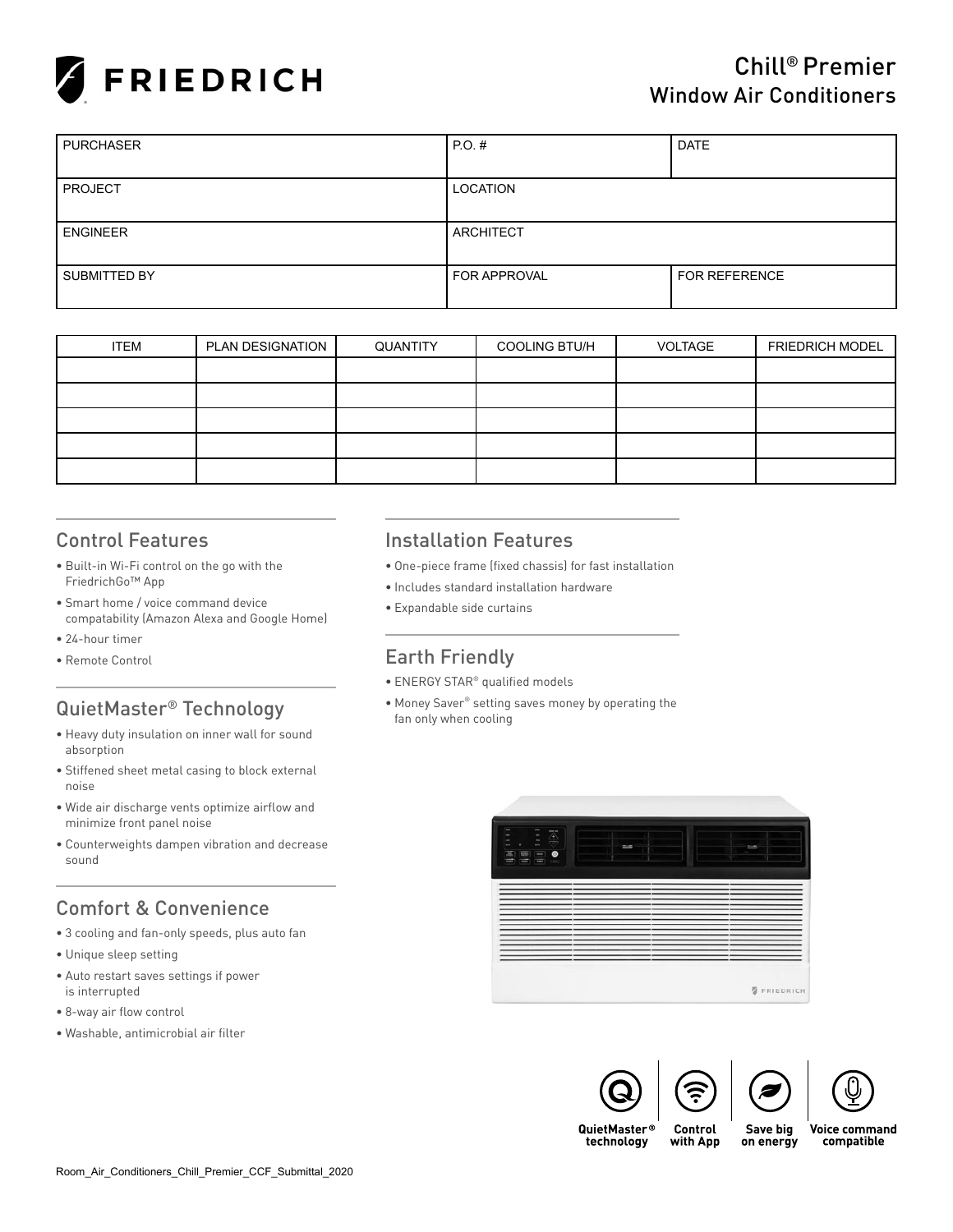FRIEDRICH

# Chill® Premier
## Window Air Conditioners

| PURCHASER | P.O. # | DATE |
| --- | --- | --- |
| PROJECT | LOCATION | |
| ENGINEER | ARCHITECT | |
| SUBMITTED BY | FOR APPROVAL | FOR REFERENCE |

| ITEM | PLAN DESIGNATION | QUANTITY | COOLING BTU/H | VOLTAGE | FRIEDRICH MODEL |
| --- | --- | --- | --- | --- | --- |
| | | | | | |
| | | | | | |
| | | | | | |
| | | | | | |
| | | | | | |

## Control Features

- Built-in Wi-Fi control on the go with the FriedrichGo™ App
- Smart home / voice command device compatability (Amazon Alexa and Google Home)
- 24-hour timer
- Remote Control

## QuietMaster® Technology

- Heavy duty insulation on inner wall for sound absorption
- Stiffened sheet metal casing to block external noise
- Wide air discharge vents optimize airflow and minimize front panel noise
- Counterweights dampen vibration and decrease sound

## Comfort & Convenience

- 3 cooling and fan-only speeds, plus auto fan
- Unique sleep setting
- Auto restart saves settings if power is interrupted
- 8-way air flow control
- Washable, antimicrobial air filter

## Installation Features

- One-piece frame (fixed chassis) for fast installation
- Includes standard installation hardware
- Expandable side curtains

## Earth Friendly

- ENERGY STAR® qualified models
- Money Saver® setting saves money by operating the fan only when cooling

QuietMaster® technology | Control with App | Save big on energy | Voice command compatible

Room_Air_Conditioners_Chill_Premier_CCF_Submittal_2020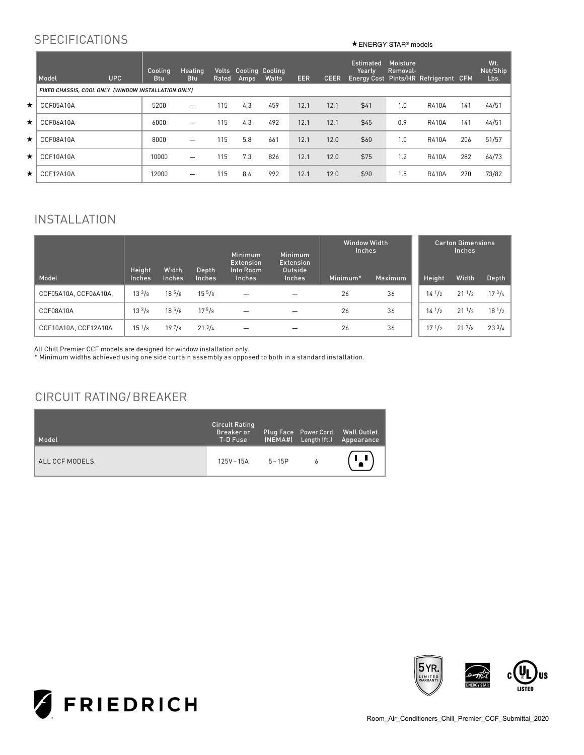## SPECIFICATIONS

★ENERGY STAR® models

| | Model | UPC | Cooling Btu | Heating Btu | Volts Rated | Cooling Amps | Cooling Watts | EER | CEER | Estimated Yearly Energy Cost | Moisture Removal-Pints/HR | Refrigerant | CFM | Wt. Net/Ship Lbs. |
|---|---|---|---|---|---|---|---|---|---|---|---|---|---|---|
| | *FIXED CHASSIS, COOL ONLY (WINDOW INSTALLATION ONLY)* | | | | | | | | | | | | | |
| ★ | CCF05A10A | | 5200 | — | 115 | 4.3 | 459 | 12.1 | 12.1 | $41 | 1.0 | R410A | 141 | 44/51 |
| ★ | CCF06A10A | | 6000 | — | 115 | 4.3 | 492 | 12.1 | 12.1 | $45 | 0.9 | R410A | 141 | 44/51 |
| ★ | CCF08A10A | | 8000 | — | 115 | 5.8 | 661 | 12.1 | 12.0 | $60 | 1.0 | R410A | 206 | 51/57 |
| ★ | CCF10A10A | | 10000 | — | 115 | 7.3 | 826 | 12.1 | 12.0 | $75 | 1.2 | R410A | 282 | 64/73 |
| ★ | CCF12A10A | | 12000 | — | 115 | 8.6 | 992 | 12.1 | 12.0 | $90 | 1.5 | R410A | 270 | 73/82 |

## INSTALLATION

| Model | Height Inches | Width Inches | Depth Inches | Minimum Extension Into Room Inches | Minimum Extension Outside Inches | Window Width Inches | | Carton Dimensions Inches | | |
|---|---|---|---|---|---|---|---|---|---|---|
| | | | | | | Minimum* | Maximum | Height | Width | Depth |
| CCF05A10A, CCF06A10A, | 13 3/8 | 18 5/8 | 15 5/8 | — | — | 26 | 36 | 14 1/2 | 21 1/2 | 17 3/4 |
| CCF08A10A | 13 3/8 | 18 5/8 | 17 5/8 | — | — | 26 | 36 | 14 1/2 | 21 1/2 | 18 1/2 |
| CCF10A10A, CCF12A10A | 15 1/8 | 19 7/8 | 21 3/4 | — | — | 26 | 36 | 17 1/2 | 21 7/8 | 23 3/4 |

All Chill Premier CCF models are designed for window installation only.
* Minimum widths achieved using one side curtain assembly as opposed to both in a standard installation.

## CIRCUIT RATING/ BREAKER

| Model | Circuit Rating Breaker or T-D Fuse | Plug Face (NEMA#) | Power Cord Length (ft.) | Wall Outlet Appearance |
|---|---|---|---|---|
| ALL CCF MODELS. | 125V – 15A | 5 – 15P | 6 | |

5 YR. LIMITED WARRANTY

ENERGY STAR

c UL us LISTED

FRIEDRICH

Room_Air_Conditioners_Chill_Premier_CCF_Submittal_2020